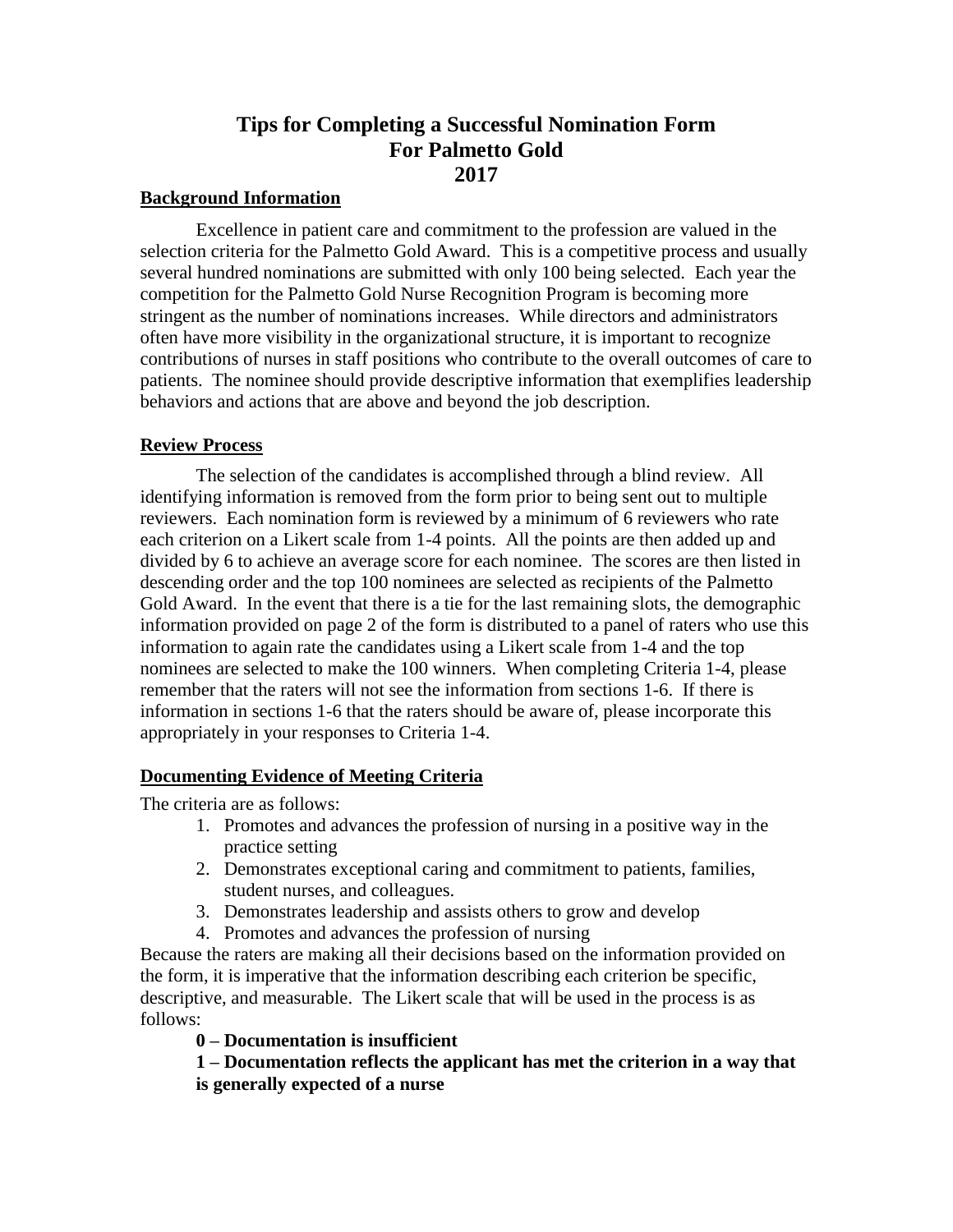# Tips for Completing a Successful Nomination Form For Palmetto Gold 2017

## Background Information

Excellence in patient care and commitment to the profession are valued in the selection criteria for the Palmetto Gold Award. This is a competitive process and usually several hundred nominations are submitted with only 100 being selected. Each year the competition for the Palmetto Gold Nurse Recognition Program is becoming more stringent as the number of nominations increases. While directors and administrators often have more visibility in the organizational structure, it is important to recognize contributions of nurses in staff positions who contribute to the overall outcomes of care to patients. The nominee should provide descriptive information that exemplifies leadership behaviors and actions that are above and beyond the job description.

## Review Process

The selection of the candidates is accomplished through a blind review. All identifying information is removed from the form prior to being sent out to multiple reviewers. Each nomination form is reviewed by a minimum of 6 reviewers who rate each criterion on a Likert scale from 1-4 points. All the points are then added up and divided by 6 to achieve an average score for each nominee. The scores are then listed in descending order and the top 100 nominees are selected as recipients of the Palmetto Gold Award. In the event that there is a tie for the last remaining slots, the demographic information provided on page 2 of the form is distributed to a panel of raters who use this information to again rate the candidates using a Likert scale from 1-4 and the top nominees are selected to make the 100 winners. When completing Criteria 1-4, please remember that the raters will not see the information from sections 1-6. If there is information in sections 1-6 that the raters should be aware of, please incorporate this appropriately in your responses to Criteria 1-4.

## Documenting Evidence of Meeting Criteria

The criteria are as follows:

1. Promotes and advances the profession of nursing in a positive way in the practice setting
2. Demonstrates exceptional caring and commitment to patients, families, student nurses, and colleagues.
3. Demonstrates leadership and assists others to grow and develop
4. Promotes and advances the profession of nursing

Because the raters are making all their decisions based on the information provided on the form, it is imperative that the information describing each criterion be specific, descriptive, and measurable. The Likert scale that will be used in the process is as follows:

**0 – Documentation is insufficient**

**1 – Documentation reflects the applicant has met the criterion in a way that is generally expected of a nurse**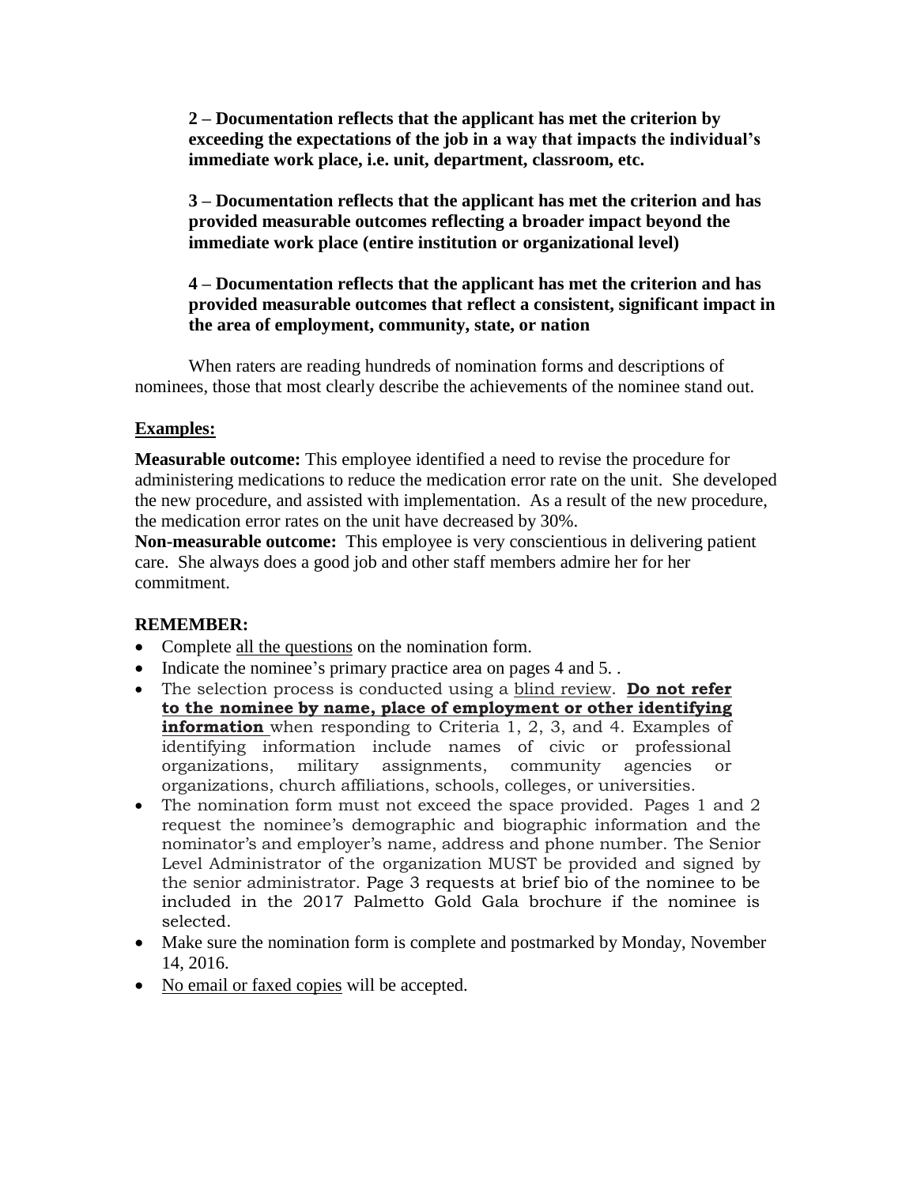**2 – Documentation reflects that the applicant has met the criterion by exceeding the expectations of the job in a way that impacts the individual's immediate work place, i.e. unit, department, classroom, etc.**

**3 – Documentation reflects that the applicant has met the criterion and has provided measurable outcomes reflecting a broader impact beyond the immediate work place (entire institution or organizational level)**

**4 – Documentation reflects that the applicant has met the criterion and has provided measurable outcomes that reflect a consistent, significant impact in the area of employment, community, state, or nation**

When raters are reading hundreds of nomination forms and descriptions of nominees, those that most clearly describe the achievements of the nominee stand out.

## Examples:

**Measurable outcome:** This employee identified a need to revise the procedure for administering medications to reduce the medication error rate on the unit. She developed the new procedure, and assisted with implementation. As a result of the new procedure, the medication error rates on the unit have decreased by 30%.

**Non-measurable outcome:** This employee is very conscientious in delivering patient care. She always does a good job and other staff members admire her for her commitment.

**REMEMBER:**

- Complete all the questions on the nomination form.
- Indicate the nominee's primary practice area on pages 4 and 5. .
- The selection process is conducted using a blind review. **Do not refer to the nominee by name, place of employment or other identifying information** when responding to Criteria 1, 2, 3, and 4. Examples of identifying information include names of civic or professional organizations, military assignments, community agencies or organizations, church affiliations, schools, colleges, or universities.
- The nomination form must not exceed the space provided. Pages 1 and 2 request the nominee's demographic and biographic information and the nominator's and employer's name, address and phone number. The Senior Level Administrator of the organization MUST be provided and signed by the senior administrator. Page 3 requests at brief bio of the nominee to be included in the 2017 Palmetto Gold Gala brochure if the nominee is selected.
- Make sure the nomination form is complete and postmarked by Monday, November 14, 2016.
- No email or faxed copies will be accepted.